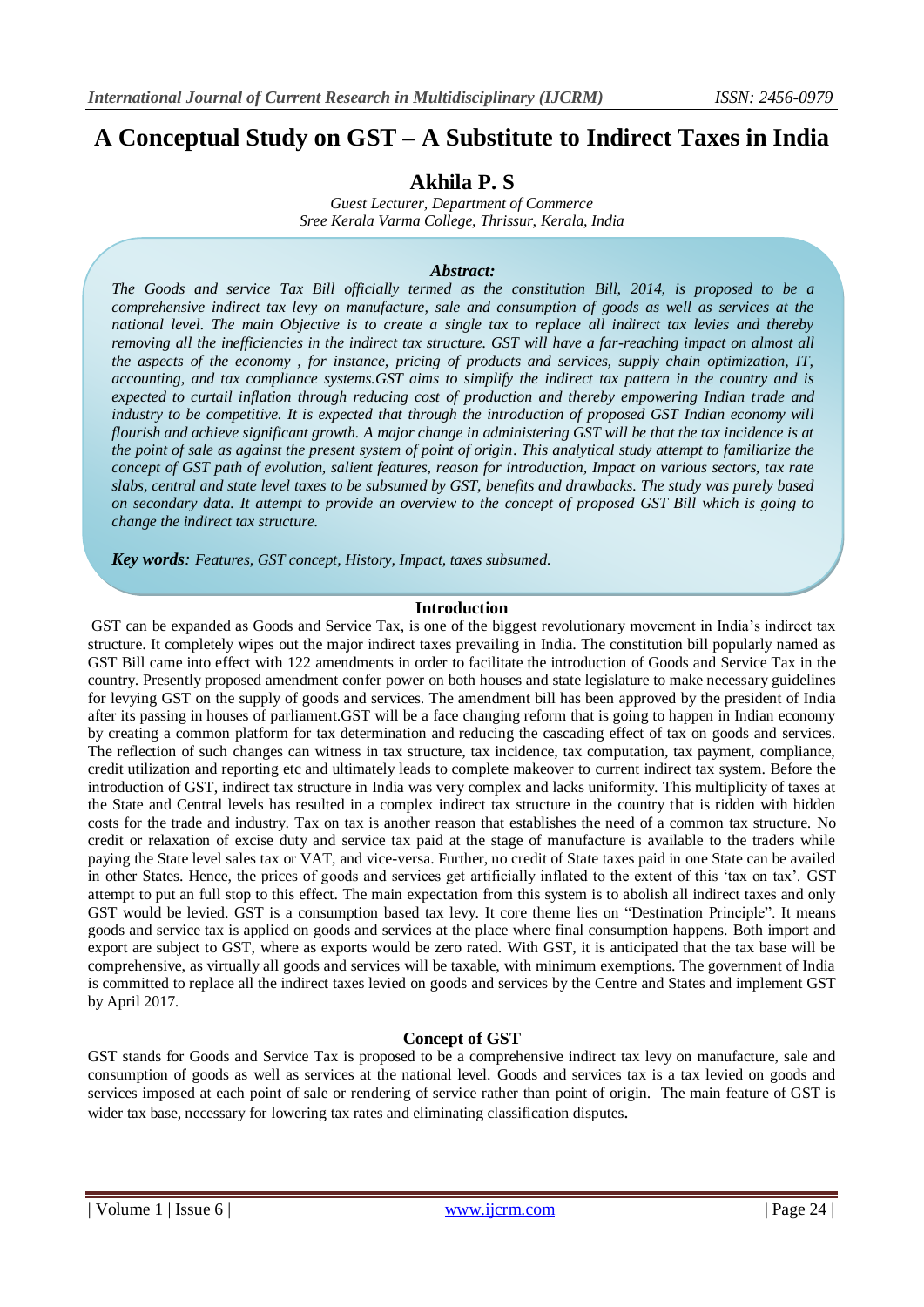# A Conceptual Study on GST – A Substitute to Indirect Taxes in India

## Akhila P. S

*Guest Lecturer, Department of Commerce*
*Sree Kerala Varma College, Thrissur, Kerala, India*

### *Abstract:*

*The Goods and service Tax Bill officially termed as the constitution Bill, 2014, is proposed to be a comprehensive indirect tax levy on manufacture, sale and consumption of goods as well as services at the national level. The main Objective is to create a single tax to replace all indirect tax levies and thereby removing all the inefficiencies in the indirect tax structure. GST will have a far-reaching impact on almost all the aspects of the economy , for instance, pricing of products and services, supply chain optimization, IT, accounting, and tax compliance systems.GST aims to simplify the indirect tax pattern in the country and is expected to curtail inflation through reducing cost of production and thereby empowering Indian trade and industry to be competitive. It is expected that through the introduction of proposed GST Indian economy will flourish and achieve significant growth. A major change in administering GST will be that the tax incidence is at the point of sale as against the present system of point of origin. This analytical study attempt to familiarize the concept of GST path of evolution, salient features, reason for introduction, Impact on various sectors, tax rate slabs, central and state level taxes to be subsumed by GST, benefits and drawbacks. The study was purely based on secondary data. It attempt to provide an overview to the concept of proposed GST Bill which is going to change the indirect tax structure.*

***Key words****: Features, GST concept, History, Impact, taxes subsumed.*

### Introduction

GST can be expanded as Goods and Service Tax, is one of the biggest revolutionary movement in India's indirect tax structure. It completely wipes out the major indirect taxes prevailing in India. The constitution bill popularly named as GST Bill came into effect with 122 amendments in order to facilitate the introduction of Goods and Service Tax in the country. Presently proposed amendment confer power on both houses and state legislature to make necessary guidelines for levying GST on the supply of goods and services. The amendment bill has been approved by the president of India after its passing in houses of parliament.GST will be a face changing reform that is going to happen in Indian economy by creating a common platform for tax determination and reducing the cascading effect of tax on goods and services. The reflection of such changes can witness in tax structure, tax incidence, tax computation, tax payment, compliance, credit utilization and reporting etc and ultimately leads to complete makeover to current indirect tax system. Before the introduction of GST, indirect tax structure in India was very complex and lacks uniformity. This multiplicity of taxes at the State and Central levels has resulted in a complex indirect tax structure in the country that is ridden with hidden costs for the trade and industry. Tax on tax is another reason that establishes the need of a common tax structure. No credit or relaxation of excise duty and service tax paid at the stage of manufacture is available to the traders while paying the State level sales tax or VAT, and vice-versa. Further, no credit of State taxes paid in one State can be availed in other States. Hence, the prices of goods and services get artificially inflated to the extent of this 'tax on tax'. GST attempt to put an full stop to this effect. The main expectation from this system is to abolish all indirect taxes and only GST would be levied. GST is a consumption based tax levy. It core theme lies on "Destination Principle". It means goods and service tax is applied on goods and services at the place where final consumption happens. Both import and export are subject to GST, where as exports would be zero rated. With GST, it is anticipated that the tax base will be comprehensive, as virtually all goods and services will be taxable, with minimum exemptions. The government of India is committed to replace all the indirect taxes levied on goods and services by the Centre and States and implement GST by April 2017.

### Concept of GST

GST stands for Goods and Service Tax is proposed to be a comprehensive indirect tax levy on manufacture, sale and consumption of goods as well as services at the national level. Goods and services tax is a tax levied on goods and services imposed at each point of sale or rendering of service rather than point of origin. The main feature of GST is wider tax base, necessary for lowering tax rates and eliminating classification disputes.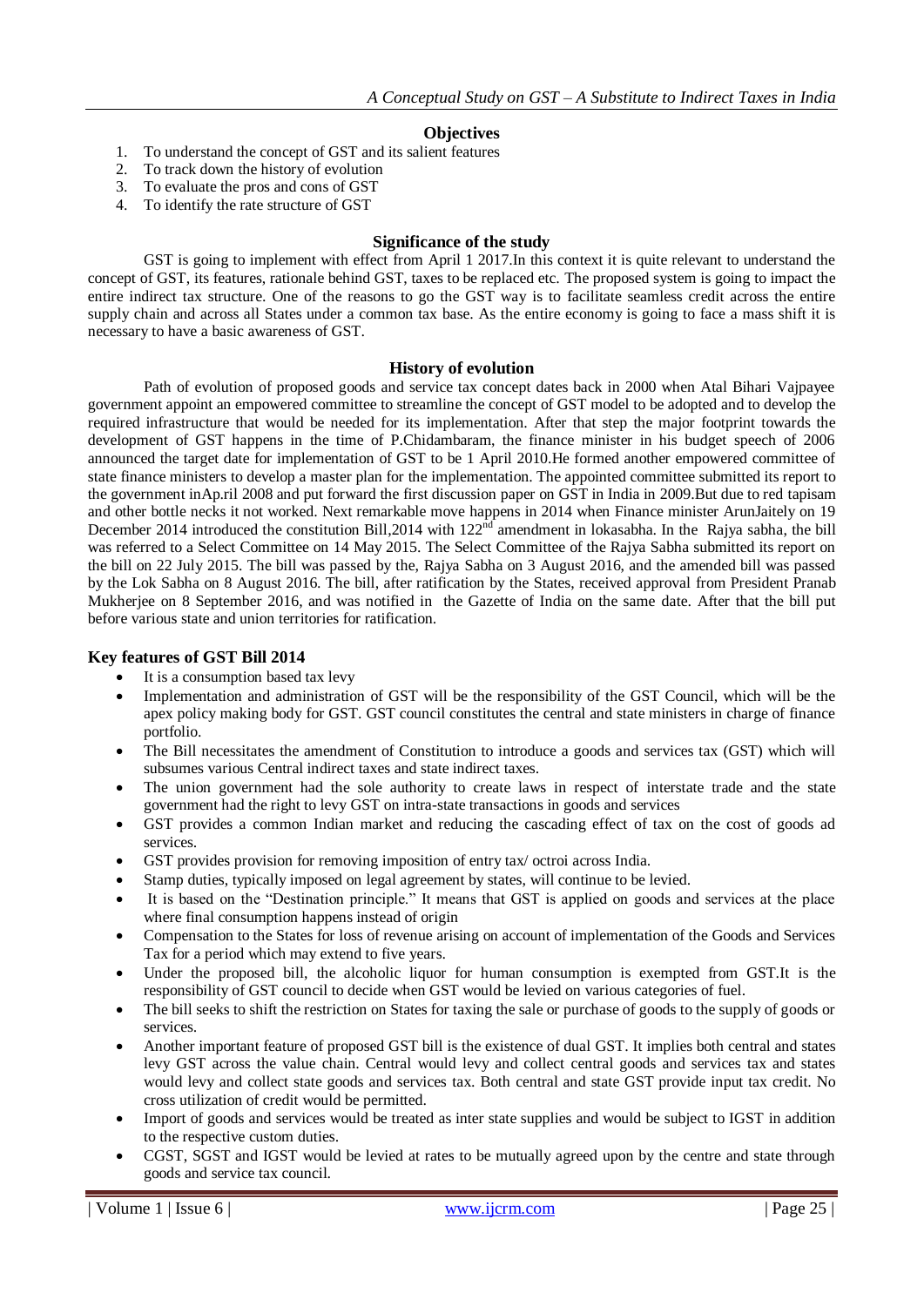## Objectives

1. To understand the concept of GST and its salient features
2. To track down the history of evolution
3. To evaluate the pros and cons of GST
4. To identify the rate structure of GST

## Significance of the study

GST is going to implement with effect from April 1 2017.In this context it is quite relevant to understand the concept of GST, its features, rationale behind GST, taxes to be replaced etc. The proposed system is going to impact the entire indirect tax structure. One of the reasons to go the GST way is to facilitate seamless credit across the entire supply chain and across all States under a common tax base. As the entire economy is going to face a mass shift it is necessary to have a basic awareness of GST.

## History of evolution

Path of evolution of proposed goods and service tax concept dates back in 2000 when Atal Bihari Vajpayee government appoint an empowered committee to streamline the concept of GST model to be adopted and to develop the required infrastructure that would be needed for its implementation. After that step the major footprint towards the development of GST happens in the time of P.Chidambaram, the finance minister in his budget speech of 2006 announced the target date for implementation of GST to be 1 April 2010.He formed another empowered committee of state finance ministers to develop a master plan for the implementation. The appointed committee submitted its report to the government inAp.ril 2008 and put forward the first discussion paper on GST in India in 2009.But due to red tapisam and other bottle necks it not worked. Next remarkable move happens in 2014 when Finance minister ArunJaitely on 19 December 2014 introduced the constitution Bill,2014 with 122nd amendment in lokasabha. In the Rajya sabha, the bill was referred to a Select Committee on 14 May 2015. The Select Committee of the Rajya Sabha submitted its report on the bill on 22 July 2015. The bill was passed by the, Rajya Sabha on 3 August 2016, and the amended bill was passed by the Lok Sabha on 8 August 2016. The bill, after ratification by the States, received approval from President Pranab Mukherjee on 8 September 2016, and was notified in the Gazette of India on the same date. After that the bill put before various state and union territories for ratification.

### Key features of GST Bill 2014

- It is a consumption based tax levy
- Implementation and administration of GST will be the responsibility of the GST Council, which will be the apex policy making body for GST. GST council constitutes the central and state ministers in charge of finance portfolio.
- The Bill necessitates the amendment of Constitution to introduce a goods and services tax (GST) which will subsumes various Central indirect taxes and state indirect taxes.
- The union government had the sole authority to create laws in respect of interstate trade and the state government had the right to levy GST on intra-state transactions in goods and services
- GST provides a common Indian market and reducing the cascading effect of tax on the cost of goods ad services.
- GST provides provision for removing imposition of entry tax/ octroi across India.
- Stamp duties, typically imposed on legal agreement by states, will continue to be levied.
- It is based on the "Destination principle." It means that GST is applied on goods and services at the place where final consumption happens instead of origin
- Compensation to the States for loss of revenue arising on account of implementation of the Goods and Services Tax for a period which may extend to five years.
- Under the proposed bill, the alcoholic liquor for human consumption is exempted from GST.It is the responsibility of GST council to decide when GST would be levied on various categories of fuel.
- The bill seeks to shift the restriction on States for taxing the sale or purchase of goods to the supply of goods or services.
- Another important feature of proposed GST bill is the existence of dual GST. It implies both central and states levy GST across the value chain. Central would levy and collect central goods and services tax and states would levy and collect state goods and services tax. Both central and state GST provide input tax credit. No cross utilization of credit would be permitted.
- Import of goods and services would be treated as inter state supplies and would be subject to IGST in addition to the respective custom duties.
- CGST, SGST and IGST would be levied at rates to be mutually agreed upon by the centre and state through goods and service tax council.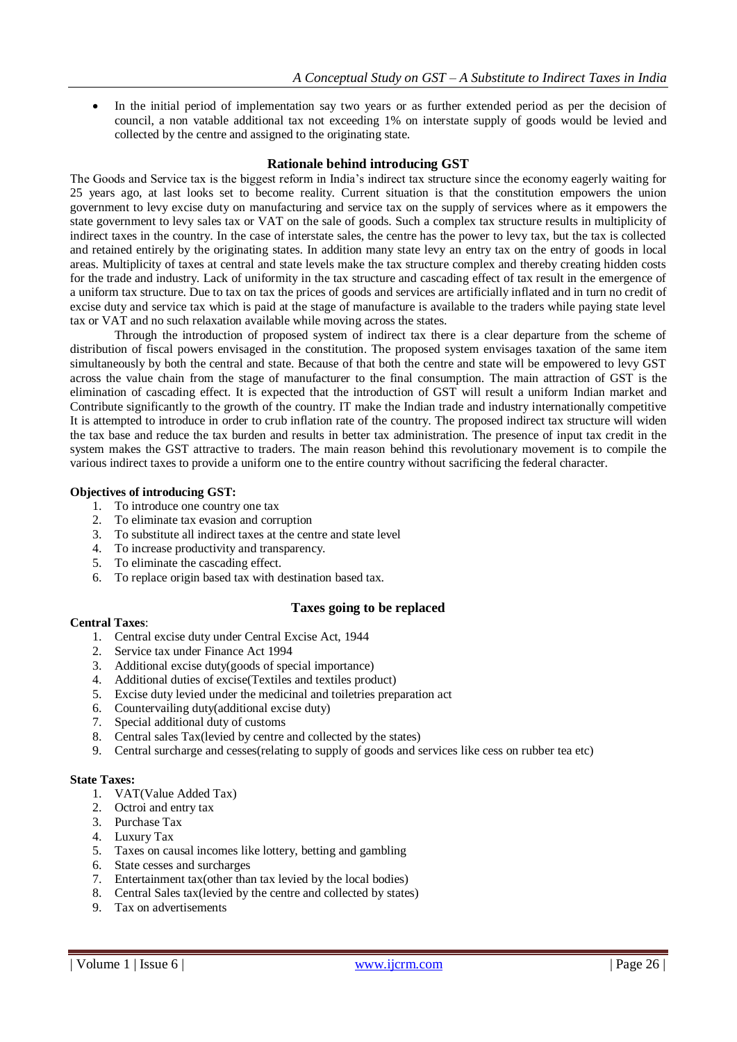- In the initial period of implementation say two years or as further extended period as per the decision of council, a non vatable additional tax not exceeding 1% on interstate supply of goods would be levied and collected by the centre and assigned to the originating state.

## Rationale behind introducing GST

The Goods and Service tax is the biggest reform in India's indirect tax structure since the economy eagerly waiting for 25 years ago, at last looks set to become reality. Current situation is that the constitution empowers the union government to levy excise duty on manufacturing and service tax on the supply of services where as it empowers the state government to levy sales tax or VAT on the sale of goods. Such a complex tax structure results in multiplicity of indirect taxes in the country. In the case of interstate sales, the centre has the power to levy tax, but the tax is collected and retained entirely by the originating states. In addition many state levy an entry tax on the entry of goods in local areas. Multiplicity of taxes at central and state levels make the tax structure complex and thereby creating hidden costs for the trade and industry. Lack of uniformity in the tax structure and cascading effect of tax result in the emergence of a uniform tax structure. Due to tax on tax the prices of goods and services are artificially inflated and in turn no credit of excise duty and service tax which is paid at the stage of manufacture is available to the traders while paying state level tax or VAT and no such relaxation available while moving across the states.

Through the introduction of proposed system of indirect tax there is a clear departure from the scheme of distribution of fiscal powers envisaged in the constitution. The proposed system envisages taxation of the same item simultaneously by both the central and state. Because of that both the centre and state will be empowered to levy GST across the value chain from the stage of manufacturer to the final consumption. The main attraction of GST is the elimination of cascading effect. It is expected that the introduction of GST will result a uniform Indian market and Contribute significantly to the growth of the country. IT make the Indian trade and industry internationally competitive It is attempted to introduce in order to crub inflation rate of the country. The proposed indirect tax structure will widen the tax base and reduce the tax burden and results in better tax administration. The presence of input tax credit in the system makes the GST attractive to traders. The main reason behind this revolutionary movement is to compile the various indirect taxes to provide a uniform one to the entire country without sacrificing the federal character.

**Objectives of introducing GST:**

1. To introduce one country one tax
2. To eliminate tax evasion and corruption
3. To substitute all indirect taxes at the centre and state level
4. To increase productivity and transparency.
5. To eliminate the cascading effect.
6. To replace origin based tax with destination based tax.

## Taxes going to be replaced

**Central Taxes**:

1. Central excise duty under Central Excise Act, 1944
2. Service tax under Finance Act 1994
3. Additional excise duty(goods of special importance)
4. Additional duties of excise(Textiles and textiles product)
5. Excise duty levied under the medicinal and toiletries preparation act
6. Countervailing duty(additional excise duty)
7. Special additional duty of customs
8. Central sales Tax(levied by centre and collected by the states)
9. Central surcharge and cesses(relating to supply of goods and services like cess on rubber tea etc)

**State Taxes:**

1. VAT(Value Added Tax)
2. Octroi and entry tax
3. Purchase Tax
4. Luxury Tax
5. Taxes on causal incomes like lottery, betting and gambling
6. State cesses and surcharges
7. Entertainment tax(other than tax levied by the local bodies)
8. Central Sales tax(levied by the centre and collected by states)
9. Tax on advertisements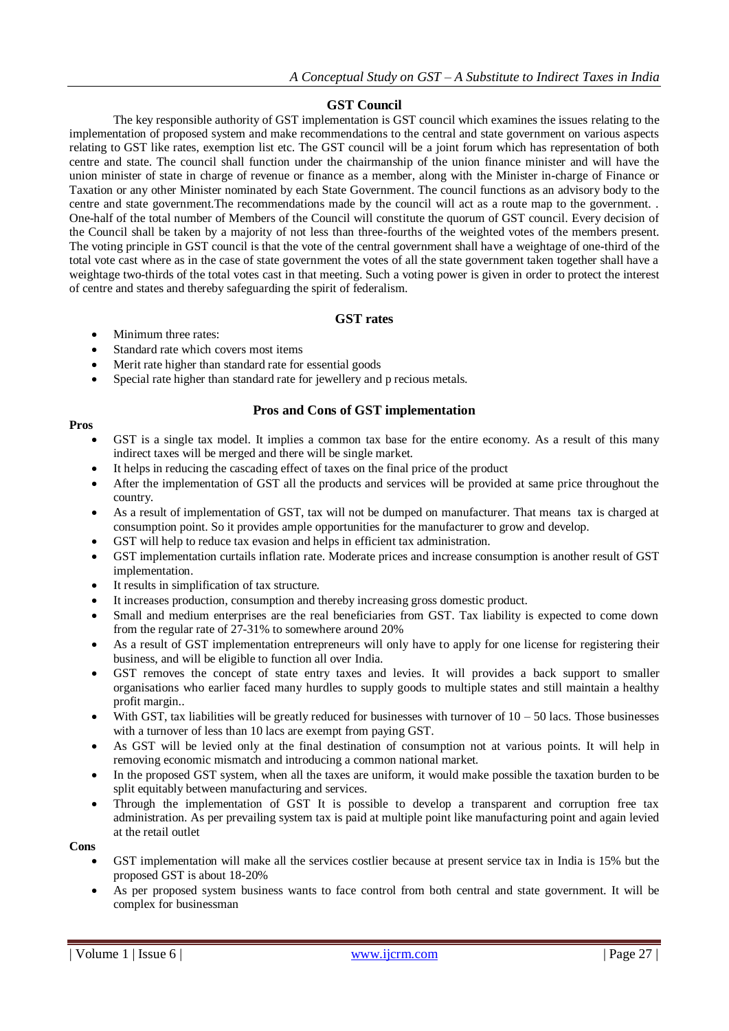## GST Council

The key responsible authority of GST implementation is GST council which examines the issues relating to the implementation of proposed system and make recommendations to the central and state government on various aspects relating to GST like rates, exemption list etc. The GST council will be a joint forum which has representation of both centre and state. The council shall function under the chairmanship of the union finance minister and will have the union minister of state in charge of revenue or finance as a member, along with the Minister in-charge of Finance or Taxation or any other Minister nominated by each State Government. The council functions as an advisory body to the centre and state government.The recommendations made by the council will act as a route map to the government. . One-half of the total number of Members of the Council will constitute the quorum of GST council. Every decision of the Council shall be taken by a majority of not less than three-fourths of the weighted votes of the members present. The voting principle in GST council is that the vote of the central government shall have a weightage of one-third of the total vote cast where as in the case of state government the votes of all the state government taken together shall have a weightage two-thirds of the total votes cast in that meeting. Such a voting power is given in order to protect the interest of centre and states and thereby safeguarding the spirit of federalism.

## GST rates

- Minimum three rates:
- Standard rate which covers most items
- Merit rate higher than standard rate for essential goods
- Special rate higher than standard rate for jewellery and p recious metals.

## Pros and Cons of GST implementation

**Pros**

- GST is a single tax model. It implies a common tax base for the entire economy. As a result of this many indirect taxes will be merged and there will be single market.
- It helps in reducing the cascading effect of taxes on the final price of the product
- After the implementation of GST all the products and services will be provided at same price throughout the country.
- As a result of implementation of GST, tax will not be dumped on manufacturer. That means tax is charged at consumption point. So it provides ample opportunities for the manufacturer to grow and develop.
- GST will help to reduce tax evasion and helps in efficient tax administration.
- GST implementation curtails inflation rate. Moderate prices and increase consumption is another result of GST implementation.
- It results in simplification of tax structure.
- It increases production, consumption and thereby increasing gross domestic product.
- Small and medium enterprises are the real beneficiaries from GST. Tax liability is expected to come down from the regular rate of 27-31% to somewhere around 20%
- As a result of GST implementation entrepreneurs will only have to apply for one license for registering their business, and will be eligible to function all over India.
- GST removes the concept of state entry taxes and levies. It will provides a back support to smaller organisations who earlier faced many hurdles to supply goods to multiple states and still maintain a healthy profit margin..
- With GST, tax liabilities will be greatly reduced for businesses with turnover of 10 – 50 lacs. Those businesses with a turnover of less than 10 lacs are exempt from paying GST.
- As GST will be levied only at the final destination of consumption not at various points. It will help in removing economic mismatch and introducing a common national market.
- In the proposed GST system, when all the taxes are uniform, it would make possible the taxation burden to be split equitably between manufacturing and services.
- Through the implementation of GST It is possible to develop a transparent and corruption free tax administration. As per prevailing system tax is paid at multiple point like manufacturing point and again levied at the retail outlet

**Cons**

- GST implementation will make all the services costlier because at present service tax in India is 15% but the proposed GST is about 18-20%
- As per proposed system business wants to face control from both central and state government. It will be complex for businessman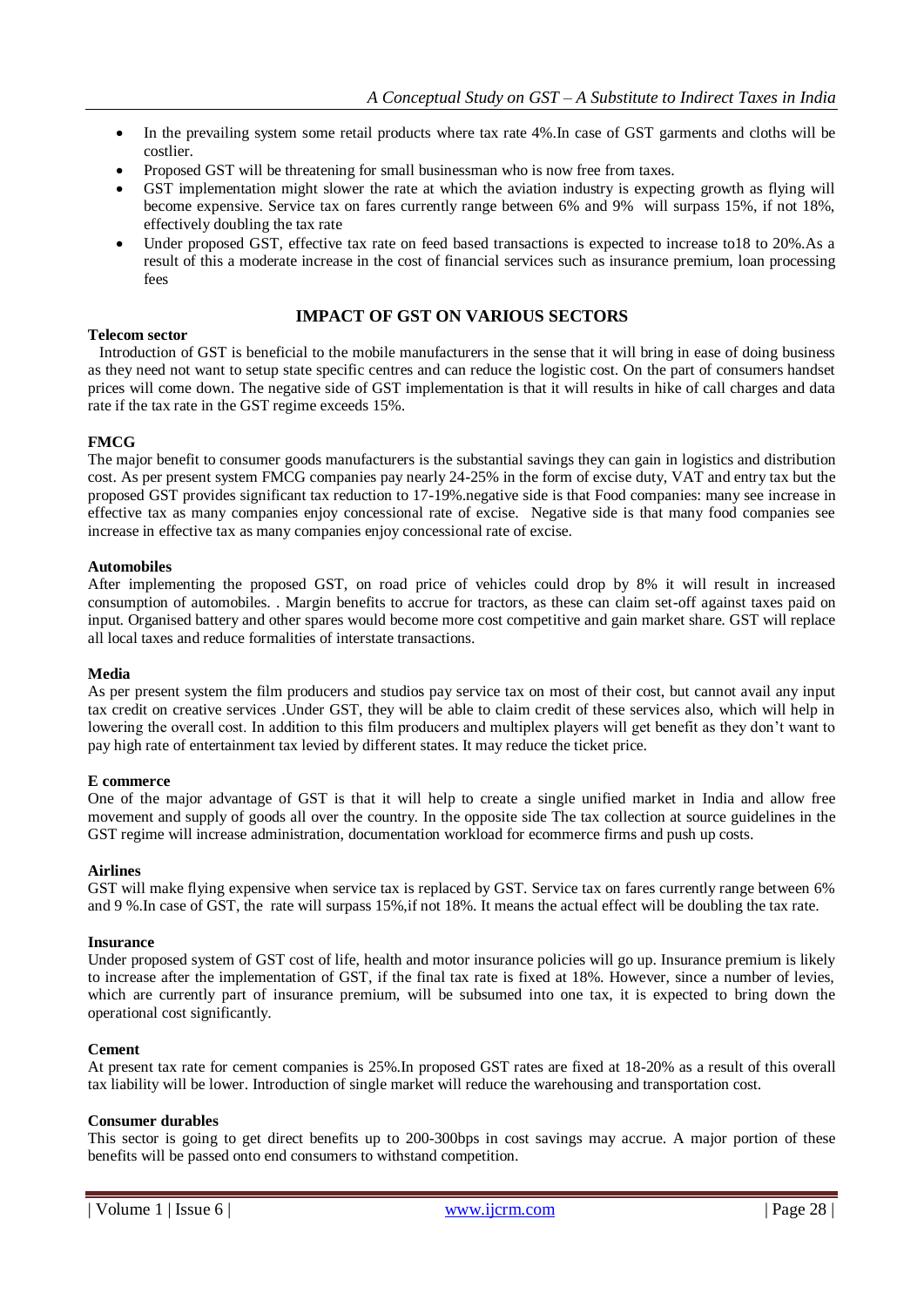- In the prevailing system some retail products where tax rate 4%.In case of GST garments and cloths will be costlier.
- Proposed GST will be threatening for small businessman who is now free from taxes.
- GST implementation might slower the rate at which the aviation industry is expecting growth as flying will become expensive. Service tax on fares currently range between 6% and 9% will surpass 15%, if not 18%, effectively doubling the tax rate
- Under proposed GST, effective tax rate on feed based transactions is expected to increase to18 to 20%.As a result of this a moderate increase in the cost of financial services such as insurance premium, loan processing fees

## IMPACT OF GST ON VARIOUS SECTORS

**Telecom sector**

Introduction of GST is beneficial to the mobile manufacturers in the sense that it will bring in ease of doing business as they need not want to setup state specific centres and can reduce the logistic cost. On the part of consumers handset prices will come down. The negative side of GST implementation is that it will results in hike of call charges and data rate if the tax rate in the GST regime exceeds 15%.

**FMCG**

The major benefit to consumer goods manufacturers is the substantial savings they can gain in logistics and distribution cost. As per present system FMCG companies pay nearly 24-25% in the form of excise duty, VAT and entry tax but the proposed GST provides significant tax reduction to 17-19%.negative side is that Food companies: many see increase in effective tax as many companies enjoy concessional rate of excise. Negative side is that many food companies see increase in effective tax as many companies enjoy concessional rate of excise.

**Automobiles**

After implementing the proposed GST, on road price of vehicles could drop by 8% it will result in increased consumption of automobiles. . Margin benefits to accrue for tractors, as these can claim set-off against taxes paid on input. Organised battery and other spares would become more cost competitive and gain market share. GST will replace all local taxes and reduce formalities of interstate transactions.

**Media**

As per present system the film producers and studios pay service tax on most of their cost, but cannot avail any input tax credit on creative services .Under GST, they will be able to claim credit of these services also, which will help in lowering the overall cost. In addition to this film producers and multiplex players will get benefit as they don't want to pay high rate of entertainment tax levied by different states. It may reduce the ticket price.

**E commerce**

One of the major advantage of GST is that it will help to create a single unified market in India and allow free movement and supply of goods all over the country. In the opposite side The tax collection at source guidelines in the GST regime will increase administration, documentation workload for ecommerce firms and push up costs.

**Airlines**

GST will make flying expensive when service tax is replaced by GST. Service tax on fares currently range between 6% and 9 %.In case of GST, the rate will surpass 15%,if not 18%. It means the actual effect will be doubling the tax rate.

**Insurance**

Under proposed system of GST cost of life, health and motor insurance policies will go up. Insurance premium is likely to increase after the implementation of GST, if the final tax rate is fixed at 18%. However, since a number of levies, which are currently part of insurance premium, will be subsumed into one tax, it is expected to bring down the operational cost significantly.

**Cement**

At present tax rate for cement companies is 25%.In proposed GST rates are fixed at 18-20% as a result of this overall tax liability will be lower. Introduction of single market will reduce the warehousing and transportation cost.

**Consumer durables**

This sector is going to get direct benefits up to 200-300bps in cost savings may accrue. A major portion of these benefits will be passed onto end consumers to withstand competition.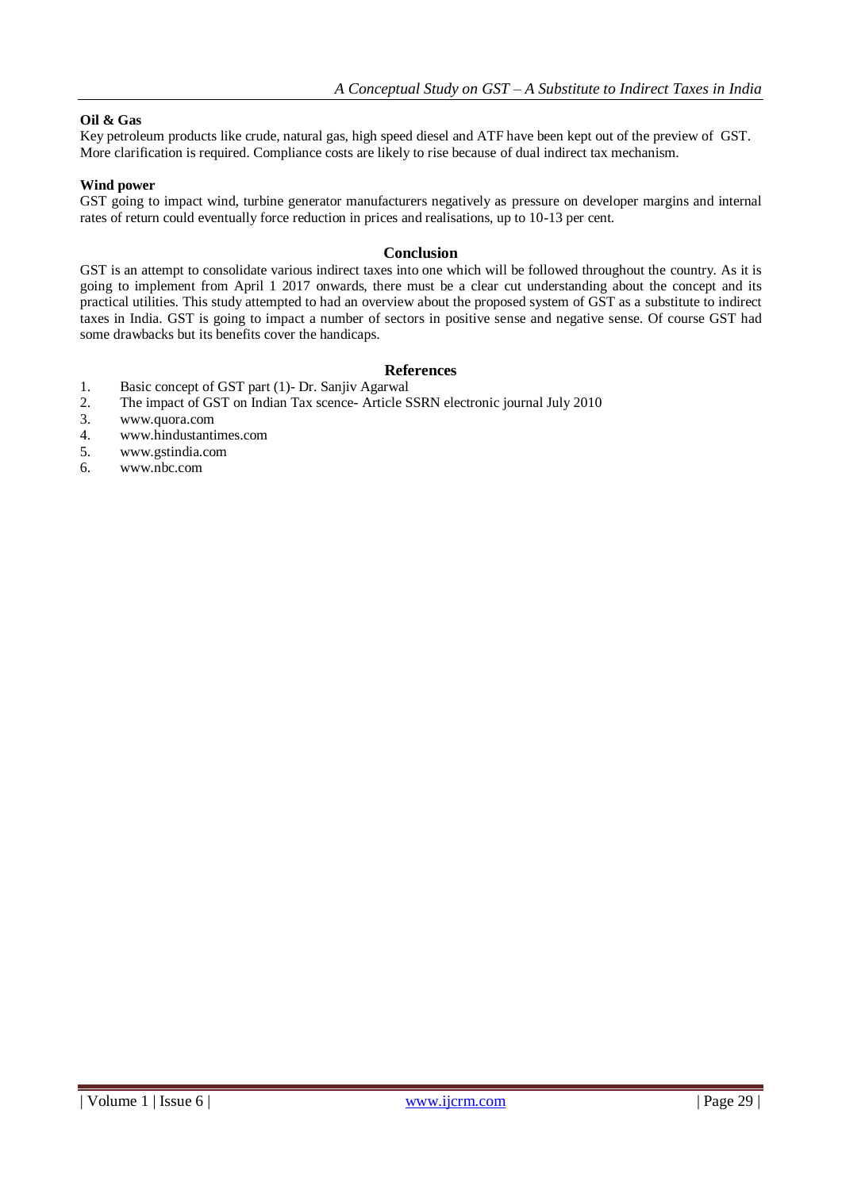**Oil & Gas**

Key petroleum products like crude, natural gas, high speed diesel and ATF have been kept out of the preview of GST. More clarification is required. Compliance costs are likely to rise because of dual indirect tax mechanism.

**Wind power**

GST going to impact wind, turbine generator manufacturers negatively as pressure on developer margins and internal rates of return could eventually force reduction in prices and realisations, up to 10-13 per cent.

## Conclusion

GST is an attempt to consolidate various indirect taxes into one which will be followed throughout the country. As it is going to implement from April 1 2017 onwards, there must be a clear cut understanding about the concept and its practical utilities. This study attempted to had an overview about the proposed system of GST as a substitute to indirect taxes in India. GST is going to impact a number of sectors in positive sense and negative sense. Of course GST had some drawbacks but its benefits cover the handicaps.

## References

1. Basic concept of GST part (1)- Dr. Sanjiv Agarwal
2. The impact of GST on Indian Tax scence- Article SSRN electronic journal July 2010
3. www.quora.com
4. www.hindustantimes.com
5. www.gstindia.com
6. www.nbc.com